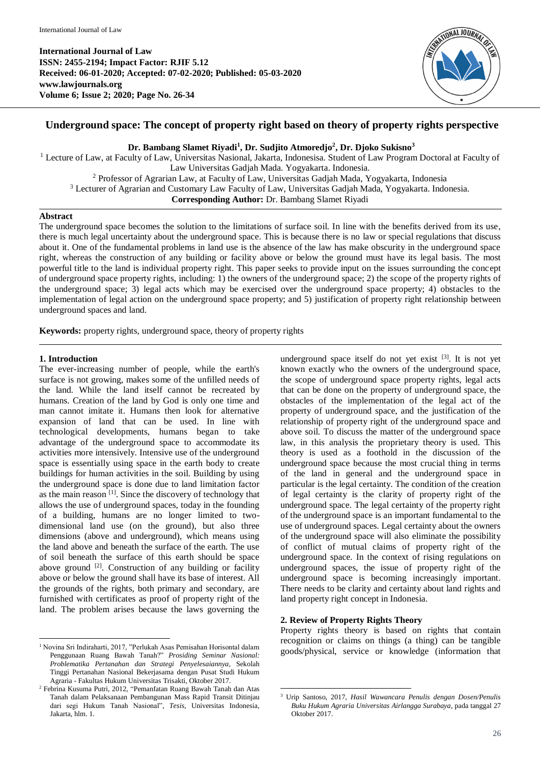**International Journal of Law**
**ISSN: 2455-2194; Impact Factor: RJIF 5.12**
**Received: 06-01-2020; Accepted: 07-02-2020; Published: 05-03-2020**
**www.lawjournals.org**
**Volume 6; Issue 2; 2020; Page No. 26-34**

# Underground space: The concept of property right based on theory of property rights perspective

**Dr. Bambang Slamet Riyadi[1], Dr. Sudjito Atmoredjo[2], Dr. Djoko Sukisno[3]**

[1] Lecture of Law, at Faculty of Law, Universitas Nasional, Jakarta, Indonesisa. Student of Law Program Doctoral at Faculty of Law Universitas Gadjah Mada. Yogyakarta. Indonesia.
[2] Professor of Agrarian Law, at Faculty of Law, Universitas Gadjah Mada, Yogyakarta, Indonesia
[3] Lecturer of Agrarian and Customary Law Faculty of Law, Universitas Gadjah Mada, Yogyakarta. Indonesia.
**Corresponding Author:** Dr. Bambang Slamet Riyadi

## Abstract

The underground space becomes the solution to the limitations of surface soil. In line with the benefits derived from its use, there is much legal uncertainty about the underground space. This is because there is no law or special regulations that discuss about it. One of the fundamental problems in land use is the absence of the law has make obscurity in the underground space right, whereas the construction of any building or facility above or below the ground must have its legal basis. The most powerful title to the land is individual property right. This paper seeks to provide input on the issues surrounding the concept of underground space property rights, including: 1) the owners of the underground space; 2) the scope of the property rights of the underground space; 3) legal acts which may be exercised over the underground space property; 4) obstacles to the implementation of legal action on the underground space property; and 5) justification of property right relationship between underground spaces and land.

**Keywords:** property rights, underground space, theory of property rights

## 1. Introduction

The ever-increasing number of people, while the earth's surface is not growing, makes some of the unfilled needs of the land. While the land itself cannot be recreated by humans. Creation of the land by God is only one time and man cannot imitate it. Humans then look for alternative expansion of land that can be used. In line with technological developments, humans began to take advantage of the underground space to accommodate its activities more intensively. Intensive use of the underground space is essentially using space in the earth body to create buildings for human activities in the soil. Building by using the underground space is done due to land limitation factor as the main reason [1]. Since the discovery of technology that allows the use of underground spaces, today in the founding of a building, humans are no longer limited to two-dimensional land use (on the ground), but also three dimensions (above and underground), which means using the land above and beneath the surface of the earth. The use of soil beneath the surface of this earth should be space above ground [2]. Construction of any building or facility above or below the ground shall have its base of interest. All the grounds of the rights, both primary and secondary, are furnished with certificates as proof of property right of the land. The problem arises because the laws governing the underground space itself do not yet exist [3]. It is not yet known exactly who the owners of the underground space, the scope of underground space property rights, legal acts that can be done on the property of underground space, the obstacles of the implementation of the legal act of the property of underground space, and the justification of the relationship of property right of the underground space and above soil. To discuss the matter of the underground space law, in this analysis the proprietary theory is used. This theory is used as a foothold in the discussion of the underground space because the most crucial thing in terms of the land in general and the underground space in particular is the legal certainty. The condition of the creation of legal certainty is the clarity of property right of the underground space. The legal certainty of the property right of the underground space is an important fundamental to the use of underground spaces. Legal certainty about the owners of the underground space will also eliminate the possibility of conflict of mutual claims of property right of the underground space. In the context of rising regulations on underground spaces, the issue of property right of the underground space is becoming increasingly important. There needs to be clarity and certainty about land rights and land property right concept in Indonesia.

## 2. Review of Property Rights Theory

Property rights theory is based on rights that contain recognition or claims on things (a thing) can be tangible goods/physical, service or knowledge (information that

---

[1] Novina Sri Indiraharti, 2017, "Perlukah Asas Pemisahan Horisontal dalam Penggunaan Ruang Bawah Tanah?" *Prosiding Seminar Nasional: Problematika Pertanahan dan Strategi Penyelesaiannya*, Sekolah Tinggi Pertanahan Nasional Bekerjasama dengan Pusat Studi Hukum Agraria - Fakultas Hukum Universitas Trisakti, Oktober 2017.

[2] Febrina Kusuma Putri, 2012, "Pemanfaatan Ruang Bawah Tanah dan Atas Tanah dalam Pelaksanaan Pembangunan Mass Rapid Transit Ditinjau dari segi Hukum Tanah Nasional", *Tesis*, Universitas Indonesia, Jakarta, hlm. 1.

[3] Urip Santoso, 2017, *Hasil Wawancara Penulis dengan Dosen/Penulis Buku Hukum Agraria Universitas Airlangga Surabaya*, pada tanggal 27 Oktober 2017.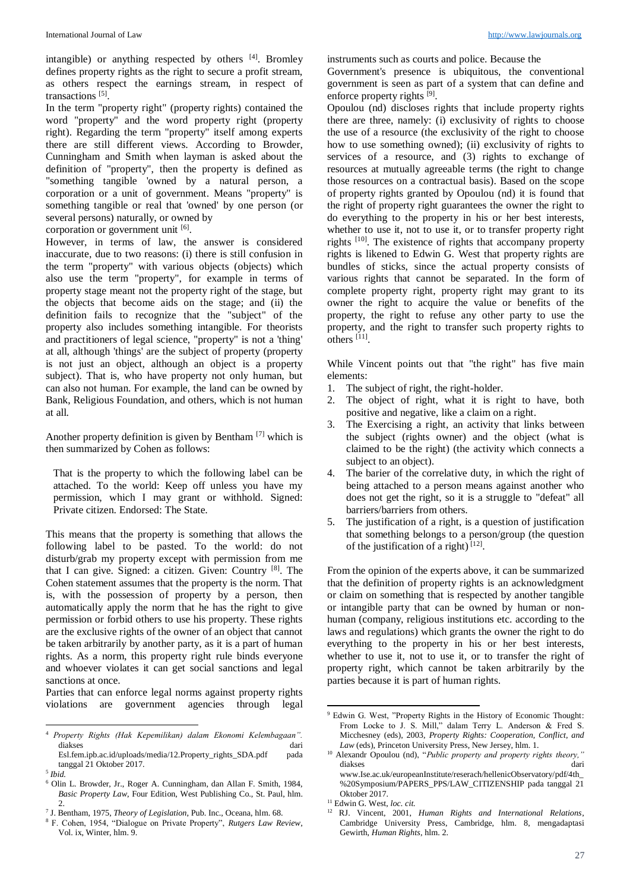intangible) or anything respected by others [4]. Bromley defines property rights as the right to secure a profit stream, as others respect the earnings stream, in respect of transactions [5].

In the term "property right" (property rights) contained the word "property" and the word property right (property right). Regarding the term "property" itself among experts there are still different views. According to Browder, Cunningham and Smith when layman is asked about the definition of "property", then the property is defined as "something tangible 'owned by a natural person, a corporation or a unit of government. Means "property" is something tangible or real that 'owned' by one person (or several persons) naturally, or owned by corporation or government unit [6].

However, in terms of law, the answer is considered inaccurate, due to two reasons: (i) there is still confusion in the term "property" with various objects (objects) which also use the term "property", for example in terms of property stage meant not the property right of the stage, but the objects that become aids on the stage; and (ii) the definition fails to recognize that the "subject" of the property also includes something intangible. For theorists and practitioners of legal science, "property" is not a 'thing' at all, although 'things' are the subject of property (property is not just an object, although an object is a property subject). That is, who have property not only human, but can also not human. For example, the land can be owned by Bank, Religious Foundation, and others, which is not human at all.

Another property definition is given by Bentham [7] which is then summarized by Cohen as follows:

> That is the property to which the following label can be attached. To the world: Keep off unless you have my permission, which I may grant or withhold. Signed: Private citizen. Endorsed: The State.

This means that the property is something that allows the following label to be pasted. To the world: do not disturb/grab my property except with permission from me that I can give. Signed: a citizen. Given: Country [8]. The Cohen statement assumes that the property is the norm. That is, with the possession of property by a person, then automatically apply the norm that he has the right to give permission or forbid others to use his property. These rights are the exclusive rights of the owner of an object that cannot be taken arbitrarily by another party, as it is a part of human rights. As a norm, this property right rule binds everyone and whoever violates it can get social sanctions and legal sanctions at once.

Parties that can enforce legal norms against property rights violations are government agencies through legal instruments such as courts and police. Because the Government's presence is ubiquitous, the conventional government is seen as part of a system that can define and enforce property rights [9].

Opoulou (nd) discloses rights that include property rights there are three, namely: (i) exclusivity of rights to choose the use of a resource (the exclusivity of the right to choose how to use something owned); (ii) exclusivity of rights to services of a resource, and (3) rights to exchange of resources at mutually agreeable terms (the right to change those resources on a contractual basis). Based on the scope of property rights granted by Opoulou (nd) it is found that the right of property right guarantees the owner the right to do everything to the property in his or her best interests, whether to use it, not to use it, or to transfer property right rights [10]. The existence of rights that accompany property rights is likened to Edwin G. West that property rights are bundles of sticks, since the actual property consists of various rights that cannot be separated. In the form of complete property right, property right may grant to its owner the right to acquire the value or benefits of the property, the right to refuse any other party to use the property, and the right to transfer such property rights to others [11].

While Vincent points out that "the right" has five main elements:

1. The subject of right, the right-holder.
2. The object of right, what it is right to have, both positive and negative, like a claim on a right.
3. The Exercising a right, an activity that links between the subject (rights owner) and the object (what is claimed to be the right) (the activity which connects a subject to an object).
4. The barier of the correlative duty, in which the right of being attached to a person means against another who does not get the right, so it is a struggle to "defeat" all barriers/barriers from others.
5. The justification of a right, is a question of justification that something belongs to a person/group (the question of the justification of a right) [12].

From the opinion of the experts above, it can be summarized that the definition of property rights is an acknowledgment or claim on something that is respected by another tangible or intangible party that can be owned by human or non-human (company, religious institutions etc. according to the laws and regulations) which grants the owner the right to do everything to the property in his or her best interests, whether to use it, not to use it, or to transfer the right of property right, which cannot be taken arbitrarily by the parties because it is part of human rights.

---

[4] *Property Rights (Hak Kepemilikan) dalam Ekonomi Kelembagaan".* diakses dari Esl.fem.ipb.ac.id/uploads/media/12.Property_rights_SDA.pdf pada tanggal 21 Oktober 2017.

[5] *Ibid.*

[6] Olin L. Browder, Jr., Roger A. Cunningham, dan Allan F. Smith, 1984, *Basic Property Law*, Four Edition, West Publishing Co., St. Paul, hlm. 2.

[7] J. Bentham, 1975, *Theory of Legislation*, Pub. Inc., Oceana, hlm. 68.

[8] F. Cohen, 1954, "Dialogue on Private Property", *Rutgers Law Review*, Vol. ix, Winter, hlm. 9.

[9] Edwin G. West, "Property Rights in the History of Economic Thought: From Locke to J. S. Mill," dalam Terry L. Anderson & Fred S. Micchesney (eds), 2003, *Property Rights: Cooperation, Conflict, and Law* (eds), Princeton University Press, New Jersey, hlm. 1.

[10] Alexandr Opoulou (nd), "*Public property and property rights theory,"* diakses dari www.lse.ac.uk/europeanInstitute/reserach/hellenicObservatory/pdf/4th_%20Symposium/PAPERS_PPS/LAW_CITIZENSHIP pada tanggal 21 Oktober 2017.

[11] Edwin G. West, *loc. cit.*

[12] RJ. Vincent, 2001, *Human Rights and International Relations*, Cambridge University Press, Cambridge, hlm. 8, mengadaptasi Gewirth, *Human Rights*, hlm. 2.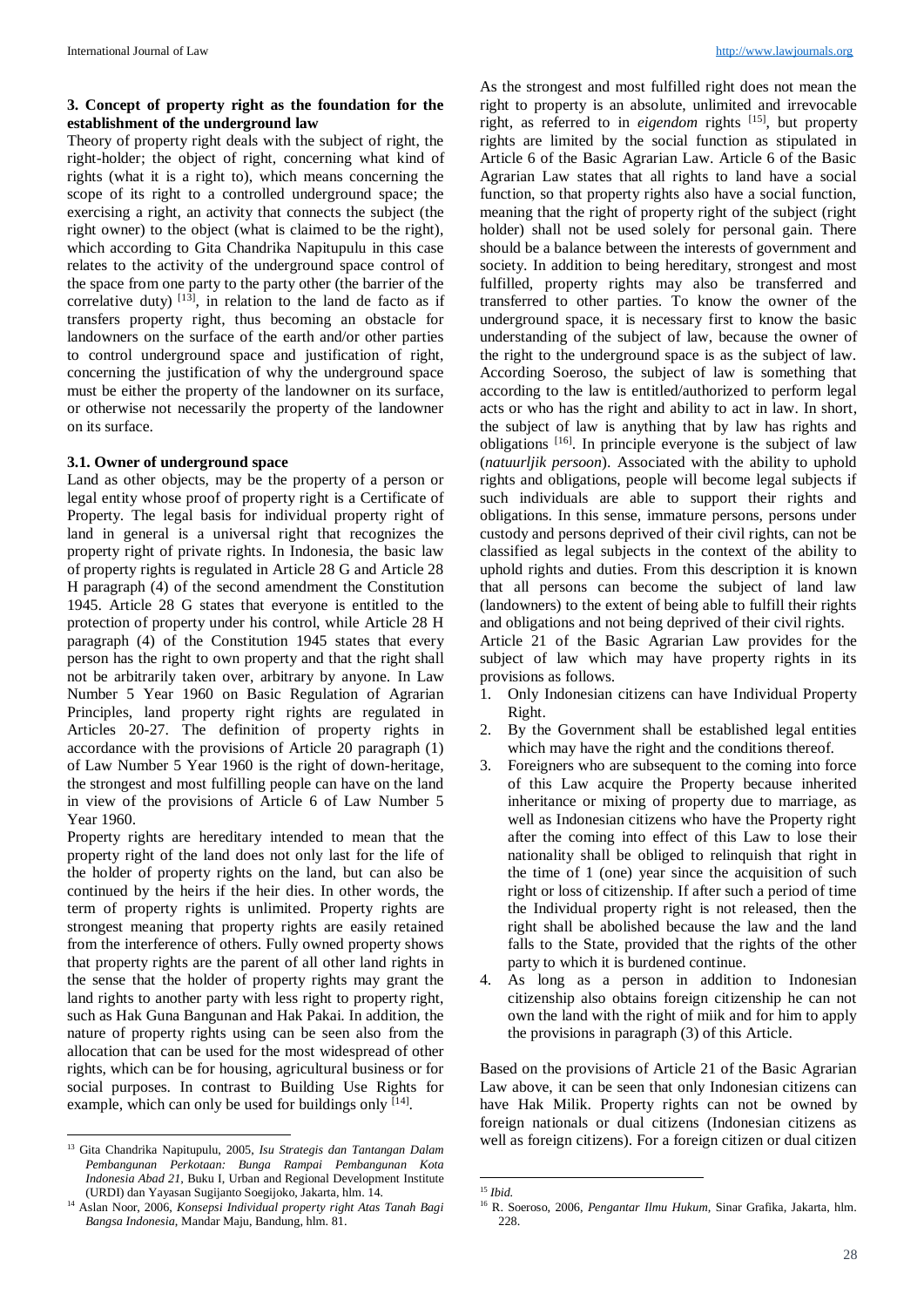### 3. Concept of property right as the foundation for the establishment of the underground law

Theory of property right deals with the subject of right, the right-holder; the object of right, concerning what kind of rights (what it is a right to), which means concerning the scope of its right to a controlled underground space; the exercising a right, an activity that connects the subject (the right owner) to the object (what is claimed to be the right), which according to Gita Chandrika Napitupulu in this case relates to the activity of the underground space control of the space from one party to the party other (the barrier of the correlative duty) [13], in relation to the land de facto as if transfers property right, thus becoming an obstacle for landowners on the surface of the earth and/or other parties to control underground space and justification of right, concerning the justification of why the underground space must be either the property of the landowner on its surface, or otherwise not necessarily the property of the landowner on its surface.

#### 3.1. Owner of underground space

Land as other objects, may be the property of a person or legal entity whose proof of property right is a Certificate of Property. The legal basis for individual property right of land in general is a universal right that recognizes the property right of private rights. In Indonesia, the basic law of property rights is regulated in Article 28 G and Article 28 H paragraph (4) of the second amendment the Constitution 1945. Article 28 G states that everyone is entitled to the protection of property under his control, while Article 28 H paragraph (4) of the Constitution 1945 states that every person has the right to own property and that the right shall not be arbitrarily taken over, arbitrary by anyone. In Law Number 5 Year 1960 on Basic Regulation of Agrarian Principles, land property right rights are regulated in Articles 20-27. The definition of property rights in accordance with the provisions of Article 20 paragraph (1) of Law Number 5 Year 1960 is the right of down-heritage, the strongest and most fulfilling people can have on the land in view of the provisions of Article 6 of Law Number 5 Year 1960.

Property rights are hereditary intended to mean that the property right of the land does not only last for the life of the holder of property rights on the land, but can also be continued by the heirs if the heir dies. In other words, the term of property rights is unlimited. Property rights are strongest meaning that property rights are easily retained from the interference of others. Fully owned property shows that property rights are the parent of all other land rights in the sense that the holder of property rights may grant the land rights to another party with less right to property right, such as Hak Guna Bangunan and Hak Pakai. In addition, the nature of property rights using can be seen also from the allocation that can be used for the most widespread of other rights, which can be for housing, agricultural business or for social purposes. In contrast to Building Use Rights for example, which can only be used for buildings only [14].

As the strongest and most fulfilled right does not mean the right to property is an absolute, unlimited and irrevocable right, as referred to in *eigendom* rights [15], but property rights are limited by the social function as stipulated in Article 6 of the Basic Agrarian Law. Article 6 of the Basic Agrarian Law states that all rights to land have a social function, so that property rights also have a social function, meaning that the right of property right of the subject (right holder) shall not be used solely for personal gain. There should be a balance between the interests of government and society. In addition to being hereditary, strongest and most fulfilled, property rights may also be transferred and transferred to other parties. To know the owner of the underground space, it is necessary first to know the basic understanding of the subject of law, because the owner of the right to the underground space is as the subject of law. According Soeroso, the subject of law is something that according to the law is entitled/authorized to perform legal acts or who has the right and ability to act in law. In short, the subject of law is anything that by law has rights and obligations [16]. In principle everyone is the subject of law (*natuurljik persoon*). Associated with the ability to uphold rights and obligations, people will become legal subjects if such individuals are able to support their rights and obligations. In this sense, immature persons, persons under custody and persons deprived of their civil rights, can not be classified as legal subjects in the context of the ability to uphold rights and duties. From this description it is known that all persons can become the subject of land law (landowners) to the extent of being able to fulfill their rights and obligations and not being deprived of their civil rights.

Article 21 of the Basic Agrarian Law provides for the subject of law which may have property rights in its provisions as follows.

1. Only Indonesian citizens can have Individual Property Right.
2. By the Government shall be established legal entities which may have the right and the conditions thereof.
3. Foreigners who are subsequent to the coming into force of this Law acquire the Property because inherited inheritance or mixing of property due to marriage, as well as Indonesian citizens who have the Property right after the coming into effect of this Law to lose their nationality shall be obliged to relinquish that right in the time of 1 (one) year since the acquisition of such right or loss of citizenship. If after such a period of time the Individual property right is not released, then the right shall be abolished because the law and the land falls to the State, provided that the rights of the other party to which it is burdened continue.
4. As long as a person in addition to Indonesian citizenship also obtains foreign citizenship he can not own the land with the right of miik and for him to apply the provisions in paragraph (3) of this Article.

Based on the provisions of Article 21 of the Basic Agrarian Law above, it can be seen that only Indonesian citizens can have Hak Milik. Property rights can not be owned by foreign nationals or dual citizens (Indonesian citizens as well as foreign citizens). For a foreign citizen or dual citizen

---

[13] Gita Chandrika Napitupulu, 2005, *Isu Strategis dan Tantangan Dalam Pembangunan Perkotaan: Bunga Rampai Pembangunan Kota Indonesia Abad 21*, Buku I, Urban and Regional Development Institute (URDI) dan Yayasan Sugijanto Soegijoko, Jakarta, hlm. 14.

[14] Aslan Noor, 2006, *Konsepsi Individual property right Atas Tanah Bagi Bangsa Indonesia*, Mandar Maju, Bandung, hlm. 81.

[15] *Ibid.*

[16] R. Soeroso, 2006, *Pengantar Ilmu Hukum*, Sinar Grafika, Jakarta, hlm. 228.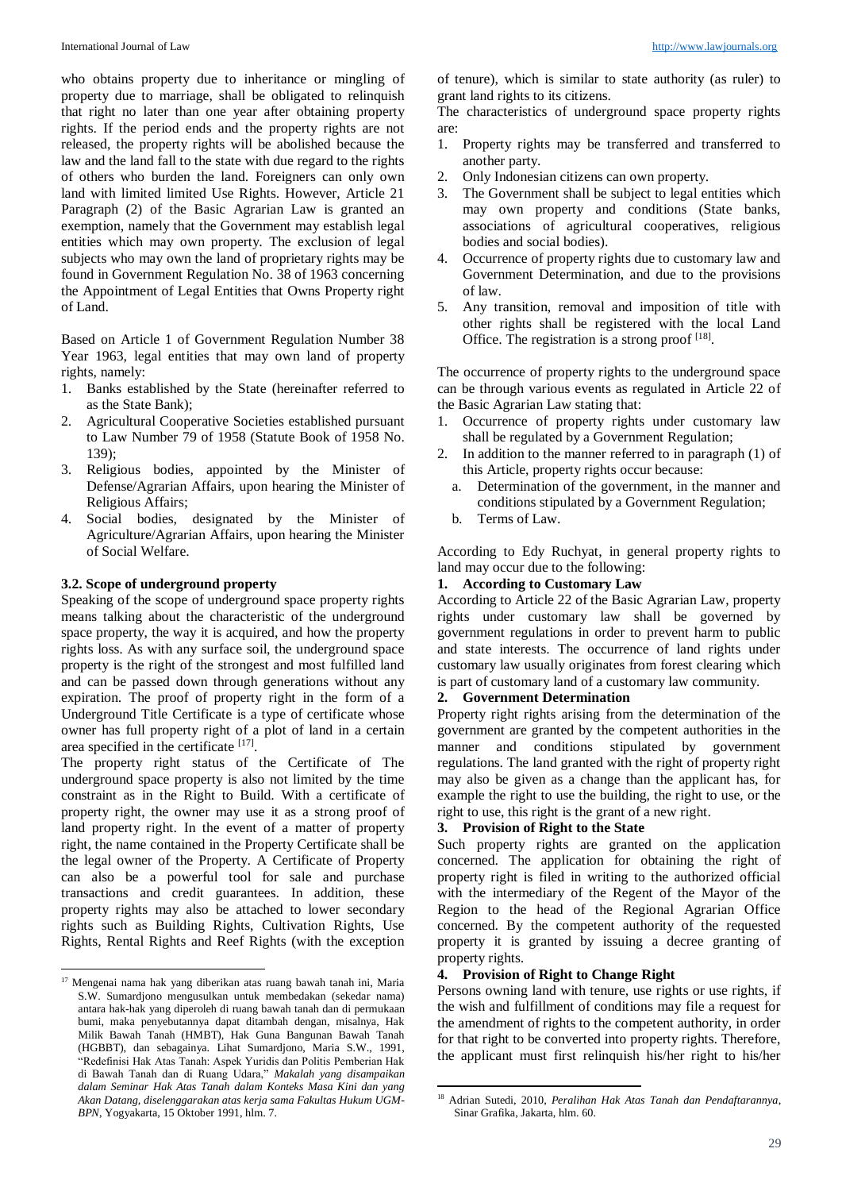who obtains property due to inheritance or mingling of property due to marriage, shall be obligated to relinquish that right no later than one year after obtaining property rights. If the period ends and the property rights are not released, the property rights will be abolished because the law and the land fall to the state with due regard to the rights of others who burden the land. Foreigners can only own land with limited limited Use Rights. However, Article 21 Paragraph (2) of the Basic Agrarian Law is granted an exemption, namely that the Government may establish legal entities which may own property. The exclusion of legal subjects who may own the land of proprietary rights may be found in Government Regulation No. 38 of 1963 concerning the Appointment of Legal Entities that Owns Property right of Land.

Based on Article 1 of Government Regulation Number 38 Year 1963, legal entities that may own land of property rights, namely:

1. Banks established by the State (hereinafter referred to as the State Bank);
2. Agricultural Cooperative Societies established pursuant to Law Number 79 of 1958 (Statute Book of 1958 No. 139);
3. Religious bodies, appointed by the Minister of Defense/Agrarian Affairs, upon hearing the Minister of Religious Affairs;
4. Social bodies, designated by the Minister of Agriculture/Agrarian Affairs, upon hearing the Minister of Social Welfare.

### 3.2. Scope of underground property

Speaking of the scope of underground space property rights means talking about the characteristic of the underground space property, the way it is acquired, and how the property rights loss. As with any surface soil, the underground space property is the right of the strongest and most fulfilled land and can be passed down through generations without any expiration. The proof of property right in the form of a Underground Title Certificate is a type of certificate whose owner has full property right of a plot of land in a certain area specified in the certificate [17].

The property right status of the Certificate of The underground space property is also not limited by the time constraint as in the Right to Build. With a certificate of property right, the owner may use it as a strong proof of land property right. In the event of a matter of property right, the name contained in the Property Certificate shall be the legal owner of the Property. A Certificate of Property can also be a powerful tool for sale and purchase transactions and credit guarantees. In addition, these property rights may also be attached to lower secondary rights such as Building Rights, Cultivation Rights, Use Rights, Rental Rights and Reef Rights (with the exception of tenure), which is similar to state authority (as ruler) to grant land rights to its citizens.

The characteristics of underground space property rights are:

1. Property rights may be transferred and transferred to another party.
2. Only Indonesian citizens can own property.
3. The Government shall be subject to legal entities which may own property and conditions (State banks, associations of agricultural cooperatives, religious bodies and social bodies).
4. Occurrence of property rights due to customary law and Government Determination, and due to the provisions of law.
5. Any transition, removal and imposition of title with other rights shall be registered with the local Land Office. The registration is a strong proof [18].

The occurrence of property rights to the underground space can be through various events as regulated in Article 22 of the Basic Agrarian Law stating that:

1. Occurrence of property rights under customary law shall be regulated by a Government Regulation;
2. In addition to the manner referred to in paragraph (1) of this Article, property rights occur because:
   a. Determination of the government, in the manner and conditions stipulated by a Government Regulation;
   b. Terms of Law.

According to Edy Ruchyat, in general property rights to land may occur due to the following:

**1. According to Customary Law**

According to Article 22 of the Basic Agrarian Law, property rights under customary law shall be governed by government regulations in order to prevent harm to public and state interests. The occurrence of land rights under customary law usually originates from forest clearing which is part of customary land of a customary law community.

**2. Government Determination**

Property right rights arising from the determination of the government are granted by the competent authorities in the manner and conditions stipulated by government regulations. The land granted with the right of property right may also be given as a change than the applicant has, for example the right to use the building, the right to use, or the right to use, this right is the grant of a new right.

**3. Provision of Right to the State**

Such property rights are granted on the application concerned. The application for obtaining the right of property right is filed in writing to the authorized official with the intermediary of the Regent of the Mayor of the Region to the head of the Regional Agrarian Office concerned. By the competent authority of the requested property it is granted by issuing a decree granting of property rights.

**4. Provision of Right to Change Right**

Persons owning land with tenure, use rights or use rights, if the wish and fulfillment of conditions may file a request for the amendment of rights to the competent authority, in order for that right to be converted into property rights. Therefore, the applicant must first relinquish his/her right to his/her

---

[17] Mengenai nama hak yang diberikan atas ruang bawah tanah ini, Maria S.W. Sumardjono mengusulkan untuk membedakan (sekedar nama) antara hak-hak yang diperoleh di ruang bawah tanah dan di permukaan bumi, maka penyebutannya dapat ditambah dengan, misalnya, Hak Milik Bawah Tanah (HMBT), Hak Guna Bangunan Bawah Tanah (HGBBT), dan sebagainya. Lihat Sumardjono, Maria S.W., 1991, "Redefinisi Hak Atas Tanah: Aspek Yuridis dan Politis Pemberian Hak di Bawah Tanah dan di Ruang Udara," *Makalah yang disampaikan dalam Seminar Hak Atas Tanah dalam Konteks Masa Kini dan yang Akan Datang, diselenggarakan atas kerja sama Fakultas Hukum UGM-BPN*, Yogyakarta, 15 Oktober 1991, hlm. 7.

[18] Adrian Sutedi, 2010, *Peralihan Hak Atas Tanah dan Pendaftarannya*, Sinar Grafika, Jakarta, hlm. 60.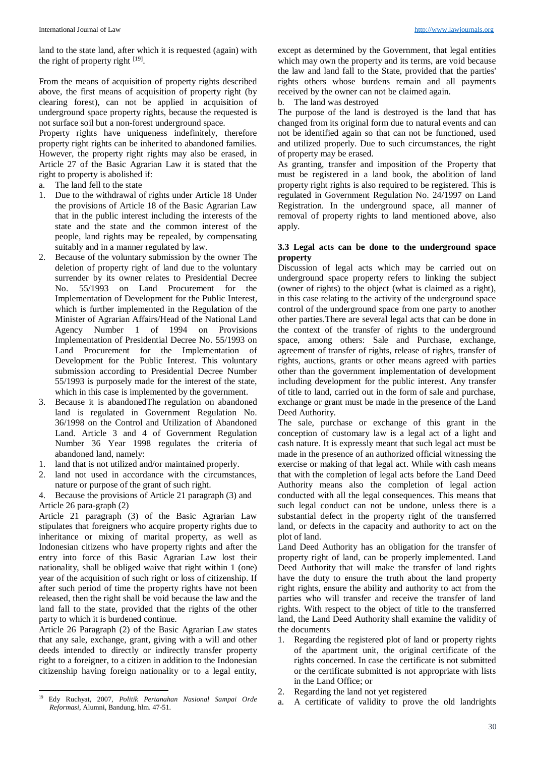land to the state land, after which it is requested (again) with the right of property right [19].

From the means of acquisition of property rights described above, the first means of acquisition of property right (by clearing forest), can not be applied in acquisition of underground space property rights, because the requested is not surface soil but a non-forest underground space.

Property rights have uniqueness indefinitely, therefore property right rights can be inherited to abandoned families. However, the property right rights may also be erased, in Article 27 of the Basic Agrarian Law it is stated that the right to property is abolished if:

a. The land fell to the state

1. Due to the withdrawal of rights under Article 18 Under the provisions of Article 18 of the Basic Agrarian Law that in the public interest including the interests of the state and the state and the common interest of the people, land rights may be repealed, by compensating suitably and in a manner regulated by law.
2. Because of the voluntary submission by the owner The deletion of property right of land due to the voluntary surrender by its owner relates to Presidential Decree No. 55/1993 on Land Procurement for the Implementation of Development for the Public Interest, which is further implemented in the Regulation of the Minister of Agrarian Affairs/Head of the National Land Agency Number 1 of 1994 on Provisions Implementation of Presidential Decree No. 55/1993 on Land Procurement for the Implementation of Development for the Public Interest. This voluntary submission according to Presidential Decree Number 55/1993 is purposely made for the interest of the state, which in this case is implemented by the government.
3. Because it is abandonedThe regulation on abandoned land is regulated in Government Regulation No. 36/1998 on the Control and Utilization of Abandoned Land. Article 3 and 4 of Government Regulation Number 36 Year 1998 regulates the criteria of abandoned land, namely:

1. land that is not utilized and/or maintained properly.
2. land not used in accordance with the circumstances, nature or purpose of the grant of such right.

4. Because the provisions of Article 21 paragraph (3) and Article 26 para-graph (2)

Article 21 paragraph (3) of the Basic Agrarian Law stipulates that foreigners who acquire property rights due to inheritance or mixing of marital property, as well as Indonesian citizens who have property rights and after the entry into force of this Basic Agrarian Law lost their nationality, shall be obliged waive that right within 1 (one) year of the acquisition of such right or loss of citizenship. If after such period of time the property rights have not been released, then the right shall be void because the law and the land fall to the state, provided that the rights of the other party to which it is burdened continue.

Article 26 Paragraph (2) of the Basic Agrarian Law states that any sale, exchange, grant, giving with a will and other deeds intended to directly or indirectly transfer property right to a foreigner, to a citizen in addition to the Indonesian citizenship having foreign nationality or to a legal entity, except as determined by the Government, that legal entities which may own the property and its terms, are void because the law and land fall to the State, provided that the parties' rights others whose burdens remain and all payments received by the owner can not be claimed again.

b. The land was destroyed

The purpose of the land is destroyed is the land that has changed from its original form due to natural events and can not be identified again so that can not be functioned, used and utilized properly. Due to such circumstances, the right of property may be erased.

As granting, transfer and imposition of the Property that must be registered in a land book, the abolition of land property right rights is also required to be registered. This is regulated in Government Regulation No. 24/1997 on Land Registration. In the underground space, all manner of removal of property rights to land mentioned above, also apply.

### 3.3 Legal acts can be done to the underground space property

Discussion of legal acts which may be carried out on underground space property refers to linking the subject (owner of rights) to the object (what is claimed as a right), in this case relating to the activity of the underground space control of the underground space from one party to another other parties.There are several legal acts that can be done in the context of the transfer of rights to the underground space, among others: Sale and Purchase, exchange, agreement of transfer of rights, release of rights, transfer of rights, auctions, grants or other means agreed with parties other than the government implementation of development including development for the public interest. Any transfer of title to land, carried out in the form of sale and purchase, exchange or grant must be made in the presence of the Land Deed Authority.

The sale, purchase or exchange of this grant in the conception of customary law is a legal act of a light and cash nature. It is expressly meant that such legal act must be made in the presence of an authorized official witnessing the exercise or making of that legal act. While with cash means that with the completion of legal acts before the Land Deed Authority means also the completion of legal action conducted with all the legal consequences. This means that such legal conduct can not be undone, unless there is a substantial defect in the property right of the transferred land, or defects in the capacity and authority to act on the plot of land.

Land Deed Authority has an obligation for the transfer of property right of land, can be properly implemented. Land Deed Authority that will make the transfer of land rights have the duty to ensure the truth about the land property right rights, ensure the ability and authority to act from the parties who will transfer and receive the transfer of land rights. With respect to the object of title to the transferred land, the Land Deed Authority shall examine the validity of the documents

1. Regarding the registered plot of land or property rights of the apartment unit, the original certificate of the rights concerned. In case the certificate is not submitted or the certificate submitted is not appropriate with lists in the Land Office; or
2. Regarding the land not yet registered

a. A certificate of validity to prove the old landrights

---

[19] Edy Ruchyat, 2007, *Politik Pertanahan Nasional Sampai Orde Reformasi*, Alumni, Bandung, hlm. 47-51.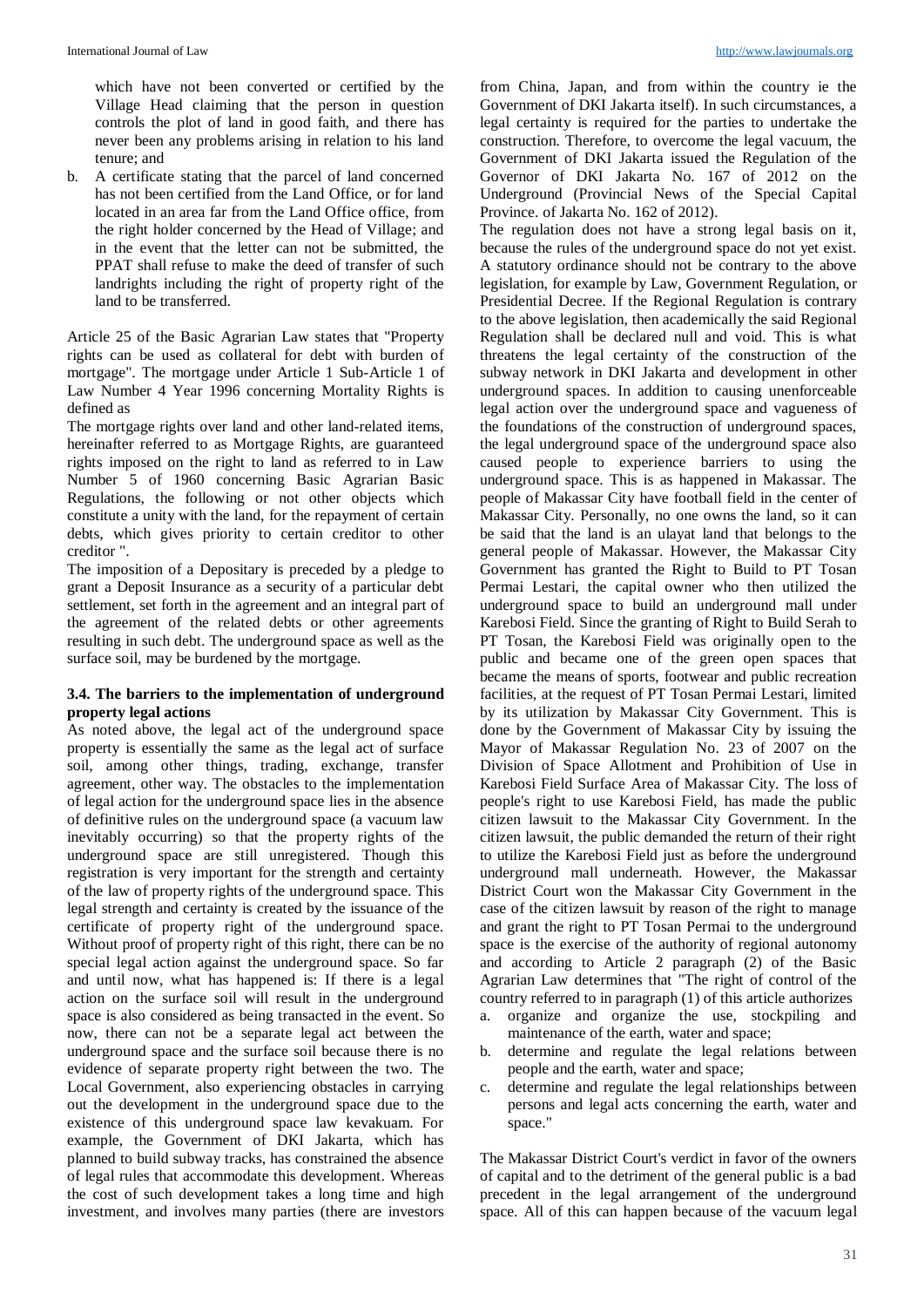which have not been converted or certified by the Village Head claiming that the person in question controls the plot of land in good faith, and there has never been any problems arising in relation to his land tenure; and

b. A certificate stating that the parcel of land concerned has not been certified from the Land Office, or for land located in an area far from the Land Office office, from the right holder concerned by the Head of Village; and in the event that the letter can not be submitted, the PPAT shall refuse to make the deed of transfer of such landrights including the right of property right of the land to be transferred.

Article 25 of the Basic Agrarian Law states that "Property rights can be used as collateral for debt with burden of mortgage". The mortgage under Article 1 Sub-Article 1 of Law Number 4 Year 1996 concerning Mortality Rights is defined as

The mortgage rights over land and other land-related items, hereinafter referred to as Mortgage Rights, are guaranteed rights imposed on the right to land as referred to in Law Number 5 of 1960 concerning Basic Agrarian Basic Regulations, the following or not other objects which constitute a unity with the land, for the repayment of certain debts, which gives priority to certain creditor to other creditor ".

The imposition of a Depositary is preceded by a pledge to grant a Deposit Insurance as a security of a particular debt settlement, set forth in the agreement and an integral part of the agreement of the related debts or other agreements resulting in such debt. The underground space as well as the surface soil, may be burdened by the mortgage.

### 3.4. The barriers to the implementation of underground property legal actions

As noted above, the legal act of the underground space property is essentially the same as the legal act of surface soil, among other things, trading, exchange, transfer agreement, other way. The obstacles to the implementation of legal action for the underground space lies in the absence of definitive rules on the underground space (a vacuum law inevitably occurring) so that the property rights of the underground space are still unregistered. Though this registration is very important for the strength and certainty of the law of property rights of the underground space. This legal strength and certainty is created by the issuance of the certificate of property right of the underground space. Without proof of property right of this right, there can be no special legal action against the underground space. So far and until now, what has happened is: If there is a legal action on the surface soil will result in the underground space is also considered as being transacted in the event. So now, there can not be a separate legal act between the underground space and the surface soil because there is no evidence of separate property right between the two. The Local Government, also experiencing obstacles in carrying out the development in the underground space due to the existence of this underground space law kevakuam. For example, the Government of DKI Jakarta, which has planned to build subway tracks, has constrained the absence of legal rules that accommodate this development. Whereas the cost of such development takes a long time and high investment, and involves many parties (there are investors from China, Japan, and from within the country ie the Government of DKI Jakarta itself). In such circumstances, a legal certainty is required for the parties to undertake the construction. Therefore, to overcome the legal vacuum, the Government of DKI Jakarta issued the Regulation of the Governor of DKI Jakarta No. 167 of 2012 on the Underground (Provincial News of the Special Capital Province. of Jakarta No. 162 of 2012).

The regulation does not have a strong legal basis on it, because the rules of the underground space do not yet exist. A statutory ordinance should not be contrary to the above legislation, for example by Law, Government Regulation, or Presidential Decree. If the Regional Regulation is contrary to the above legislation, then academically the said Regional Regulation shall be declared null and void. This is what threatens the legal certainty of the construction of the subway network in DKI Jakarta and development in other underground spaces. In addition to causing unenforceable legal action over the underground space and vagueness of the foundations of the construction of underground spaces, the legal underground space of the underground space also caused people to experience barriers to using the underground space. This is as happened in Makassar. The people of Makassar City have football field in the center of Makassar City. Personally, no one owns the land, so it can be said that the land is an ulayat land that belongs to the general people of Makassar. However, the Makassar City Government has granted the Right to Build to PT Tosan Permai Lestari, the capital owner who then utilized the underground space to build an underground mall under Karebosi Field. Since the granting of Right to Build Serah to PT Tosan, the Karebosi Field was originally open to the public and became one of the green open spaces that became the means of sports, footwear and public recreation facilities, at the request of PT Tosan Permai Lestari, limited by its utilization by Makassar City Government. This is done by the Government of Makassar City by issuing the Mayor of Makassar Regulation No. 23 of 2007 on the Division of Space Allotment and Prohibition of Use in Karebosi Field Surface Area of Makassar City. The loss of people's right to use Karebosi Field, has made the public citizen lawsuit to the Makassar City Government. In the citizen lawsuit, the public demanded the return of their right to utilize the Karebosi Field just as before the underground underground mall underneath. However, the Makassar District Court won the Makassar City Government in the case of the citizen lawsuit by reason of the right to manage and grant the right to PT Tosan Permai to the underground space is the exercise of the authority of regional autonomy and according to Article 2 paragraph (2) of the Basic Agrarian Law determines that "The right of control of the country referred to in paragraph (1) of this article authorizes

a. organize and organize the use, stockpiling and maintenance of the earth, water and space;
b. determine and regulate the legal relations between people and the earth, water and space;
c. determine and regulate the legal relationships between persons and legal acts concerning the earth, water and space."

The Makassar District Court's verdict in favor of the owners of capital and to the detriment of the general public is a bad precedent in the legal arrangement of the underground space. All of this can happen because of the vacuum legal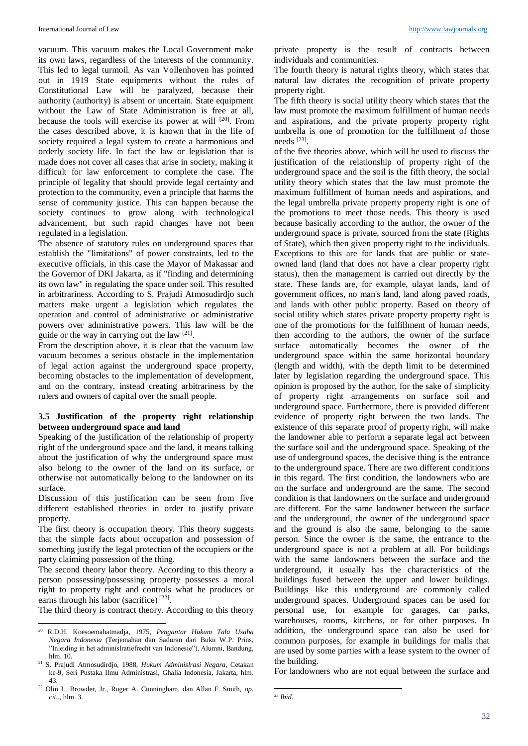vacuum. This vacuum makes the Local Government make its own laws, regardless of the interests of the community. This led to legal turmoil. As van Vollenhoven has pointed out in 1919 State equipments without the rules of Constitutional Law will be paralyzed, because their authority (authority) is absent or uncertain. State equipment without the Law of State Administration is free at all, because the tools will exercise its power at will [20]. From the cases described above, it is known that in the life of society required a legal system to create a harmonious and orderly society life. In fact the law or legislation that is made does not cover all cases that arise in society, making it difficult for law enforcement to complete the case. The principle of legality that should provide legal certainty and protection to the community, even a principle that harms the sense of community justice. This can happen because the society continues to grow along with technological advancement, but such rapid changes have not been regulated in a legislation.

The absence of statutory rules on underground spaces that establish the "limitations" of power constraints, led to the executive officials, in this case the Mayor of Makassar and the Governor of DKI Jakarta, as if "finding and determining its own law" in regulating the space under soil. This resulted in arbitrariness. According to S. Prajudi Atmosudirdjo such matters make urgent a legislation which regulates the operation and control of administrative or administrative powers over administrative powers. This law will be the guide or the way in carrying out the law [21].

From the description above, it is clear that the vacuum law vacuum becomes a serious obstacle in the implementation of legal action against the underground space property, becoming obstacles to the implementation of development, and on the contrary, instead creating arbitrariness by the rulers and owners of capital over the small people.

### 3.5 Justification of the property right relationship between underground space and land

Speaking of the justification of the relationship of property right of the underground space and the land, it means talking about the justification of why the underground space must also belong to the owner of the land on its surface, or otherwise not automatically belong to the landowner on its surface.

Discussion of this justification can be seen from five different established theories in order to justify private property.

The first theory is occupation theory. This theory suggests that the simple facts about occupation and possession of something justify the legal protection of the occupiers or the party claiming possession of the thing.

The second theory labor theory. According to this theory a person possessing/possessing property possesses a moral right to property right and controls what he produces or earns through his labor (sacrifice) [22].

The third theory is contract theory. According to this theory private property is the result of contracts between individuals and communities.

The fourth theory is natural rights theory, which states that natural law dictates the recognition of private property property right.

The fifth theory is social utility theory which states that the law must promote the maximum fulfillment of human needs and aspirations, and the private property property right umbrella is one of promotion for the fulfillment of those needs [23].

of the five theories above, which will be used to discuss the justification of the relationship of property right of the underground space and the soil is the fifth theory, the social utility theory which states that the law must promote the maximum fulfillment of human needs and aspirations, and the legal umbrella private property property right is one of the promotions to meet those needs. This theory is used because basically according to the author, the owner of the underground space is private, sourced from the state (Rights of State), which then given property right to the individuals. Exceptions to this are for lands that are public or state-owned land (land that does not have a clear property right status), then the management is carried out directly by the state. These lands are, for example, ulayat lands, land of government offices, no man's land, land along paved roads, and lands with other public property. Based on theory of social utility which states private property property right is one of the promotions for the fulfillment of human needs, then according to the authors, the owner of the surface surface automatically becomes the owner of the underground space within the same horizontal boundary (length and width), with the depth limit to be determined later by legislation regarding the underground space. This opinion is proposed by the author, for the sake of simplicity of property right arrangements on surface soil and underground space. Furthermore, there is provided different evidence of property right between the two lands. The existence of this separate proof of property right, will make the landowner able to perform a separate legal act between the surface soil and the underground space. Speaking of the use of underground spaces, the decisive thing is the entrance to the underground space. There are two different conditions in this regard. The first condition, the landowners who are on the surface and underground are the same. The second condition is that landowners on the surface and underground are different. For the same landowner between the surface and the underground, the owner of the underground space and the ground is also the same, belonging to the same person. Since the owner is the same, the entrance to the underground space is not a problem at all. For buildings with the same landowners between the surface and the underground, it usually has the characteristics of the buildings fused between the upper and lower buildings. Buildings like this underground are commonly called underground spaces. Underground spaces can be used for personal use, for example for garages, car parks, warehouses, rooms, kitchens, or for other purposes. In addition, the underground space can also be used for common purposes, for example in buildings for malls that are used by some parties with a lease system to the owner of the building.

For landowners who are not equal between the surface and

---

[20] R.D.H. Koesoemahatmadja, 1975, *Pengantar Hukum Tala Usaha Negara Indonesia* (Terjemahan dan Saduran dari Buku W.P. Prins, "Inleiding in het adminislratiefrecht van Indonesie"), Alumni, Bandung, hlm. 10.

[21] S. Prajudi Atmosudirdjo, 1988, *Hukum Adminislrasi Negara*, Cetakan ke-9, Seri Pustaka Ilmu Administrasi, Ghalia Indonesia, Jakarta, hlm. 43.

[22] Olin L. Browder, Jr., Roger A. Cunningham, dan Allan F. Smith, *op. cit.*., hlm. 3.

[23] *Ibid*.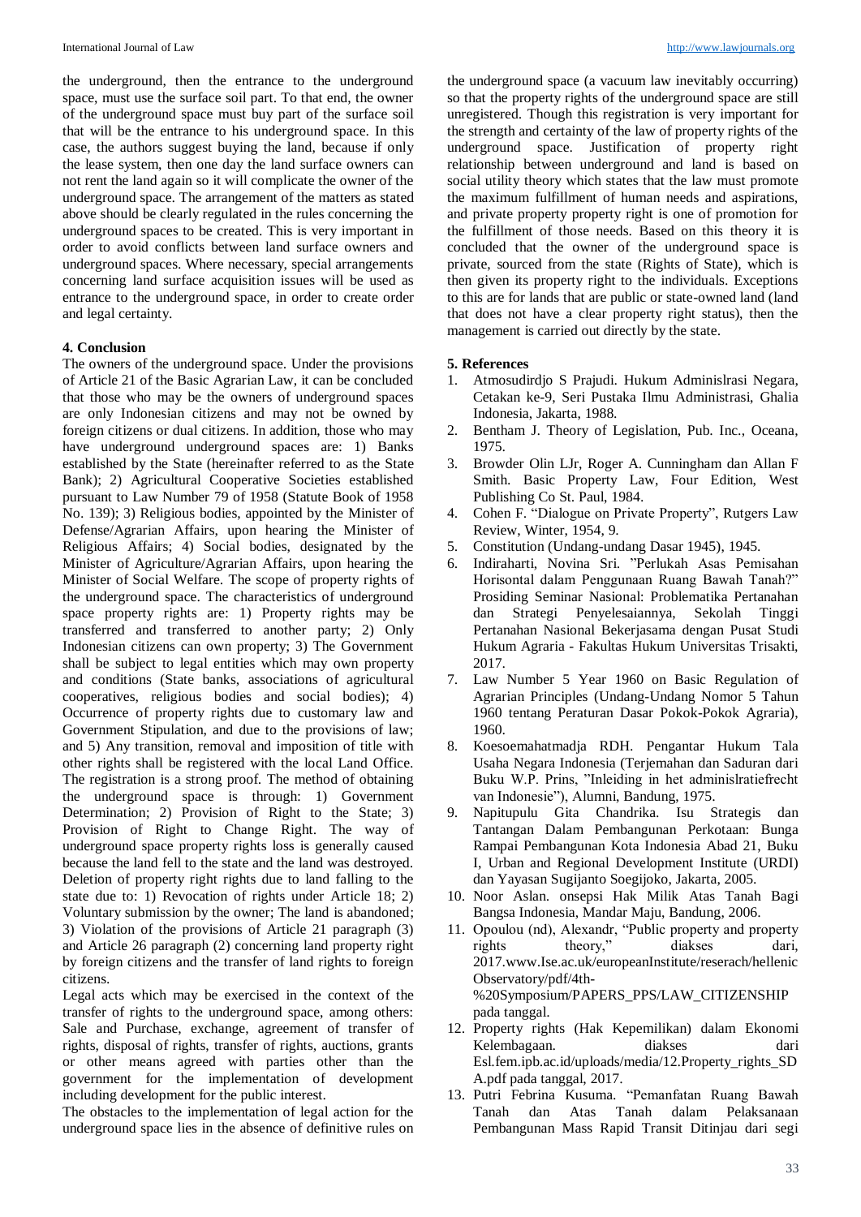the underground, then the entrance to the underground space, must use the surface soil part. To that end, the owner of the underground space must buy part of the surface soil that will be the entrance to his underground space. In this case, the authors suggest buying the land, because if only the lease system, then one day the land surface owners can not rent the land again so it will complicate the owner of the underground space. The arrangement of the matters as stated above should be clearly regulated in the rules concerning the underground spaces to be created. This is very important in order to avoid conflicts between land surface owners and underground spaces. Where necessary, special arrangements concerning land surface acquisition issues will be used as entrance to the underground space, in order to create order and legal certainty.

## 4. Conclusion

The owners of the underground space. Under the provisions of Article 21 of the Basic Agrarian Law, it can be concluded that those who may be the owners of underground spaces are only Indonesian citizens and may not be owned by foreign citizens or dual citizens. In addition, those who may have underground underground spaces are: 1) Banks established by the State (hereinafter referred to as the State Bank); 2) Agricultural Cooperative Societies established pursuant to Law Number 79 of 1958 (Statute Book of 1958 No. 139); 3) Religious bodies, appointed by the Minister of Defense/Agrarian Affairs, upon hearing the Minister of Religious Affairs; 4) Social bodies, designated by the Minister of Agriculture/Agrarian Affairs, upon hearing the Minister of Social Welfare. The scope of property rights of the underground space. The characteristics of underground space property rights are: 1) Property rights may be transferred and transferred to another party; 2) Only Indonesian citizens can own property; 3) The Government shall be subject to legal entities which may own property and conditions (State banks, associations of agricultural cooperatives, religious bodies and social bodies); 4) Occurrence of property rights due to customary law and Government Stipulation, and due to the provisions of law; and 5) Any transition, removal and imposition of title with other rights shall be registered with the local Land Office. The registration is a strong proof. The method of obtaining the underground space is through: 1) Government Determination; 2) Provision of Right to the State; 3) Provision of Right to Change Right. The way of underground space property rights loss is generally caused because the land fell to the state and the land was destroyed. Deletion of property right rights due to land falling to the state due to: 1) Revocation of rights under Article 18; 2) Voluntary submission by the owner; The land is abandoned; 3) Violation of the provisions of Article 21 paragraph (3) and Article 26 paragraph (2) concerning land property right by foreign citizens and the transfer of land rights to foreign citizens.

Legal acts which may be exercised in the context of the transfer of rights to the underground space, among others: Sale and Purchase, exchange, agreement of transfer of rights, disposal of rights, transfer of rights, auctions, grants or other means agreed with parties other than the government for the implementation of development including development for the public interest.

The obstacles to the implementation of legal action for the underground space lies in the absence of definitive rules on the underground space (a vacuum law inevitably occurring) so that the property rights of the underground space are still unregistered. Though this registration is very important for the strength and certainty of the law of property rights of the underground space. Justification of property right relationship between underground and land is based on social utility theory which states that the law must promote the maximum fulfillment of human needs and aspirations, and private property property right is one of promotion for the fulfillment of those needs. Based on this theory it is concluded that the owner of the underground space is private, sourced from the state (Rights of State), which is then given its property right to the individuals. Exceptions to this are for lands that are public or state-owned land (land that does not have a clear property right status), then the management is carried out directly by the state.

## 5. References

1. Atmosudirdjo S Prajudi. Hukum Adminislrasi Negara, Cetakan ke-9, Seri Pustaka Ilmu Administrasi, Ghalia Indonesia, Jakarta, 1988.
2. Bentham J. Theory of Legislation, Pub. Inc., Oceana, 1975.
3. Browder Olin LJr, Roger A. Cunningham dan Allan F Smith. Basic Property Law, Four Edition, West Publishing Co St. Paul, 1984.
4. Cohen F. "Dialogue on Private Property", Rutgers Law Review, Winter, 1954, 9.
5. Constitution (Undang-undang Dasar 1945), 1945.
6. Indiraharti, Novina Sri. "Perlukah Asas Pemisahan Horisontal dalam Penggunaan Ruang Bawah Tanah?" Prosiding Seminar Nasional: Problematika Pertanahan dan Strategi Penyelesaiannya, Sekolah Tinggi Pertanahan Nasional Bekerjasama dengan Pusat Studi Hukum Agraria - Fakultas Hukum Universitas Trisakti, 2017.
7. Law Number 5 Year 1960 on Basic Regulation of Agrarian Principles (Undang-Undang Nomor 5 Tahun 1960 tentang Peraturan Dasar Pokok-Pokok Agraria), 1960.
8. Koesoemahatmadja RDH. Pengantar Hukum Tala Usaha Negara Indonesia (Terjemahan dan Saduran dari Buku W.P. Prins, "Inleiding in het adminislratiefrecht van Indonesie"), Alumni, Bandung, 1975.
9. Napitupulu Gita Chandrika. Isu Strategis dan Tantangan Dalam Pembangunan Perkotaan: Bunga Rampai Pembangunan Kota Indonesia Abad 21, Buku I, Urban and Regional Development Institute (URDI) dan Yayasan Sugijanto Soegijoko, Jakarta, 2005.
10. Noor Aslan. onsepsi Hak Milik Atas Tanah Bagi Bangsa Indonesia, Mandar Maju, Bandung, 2006.
11. Opoulou (nd), Alexandr, "Public property and property rights theory," diakses dari, 2017.www.Ise.ac.uk/europeanInstitute/reserach/hellenic Observatory/pdf/4th-%20Symposium/PAPERS_PPS/LAW_CITIZENSHIP pada tanggal.
12. Property rights (Hak Kepemilikan) dalam Ekonomi Kelembagaan. diakses dari Esl.fem.ipb.ac.id/uploads/media/12.Property_rights_SDA.pdf pada tanggal, 2017.
13. Putri Febrina Kusuma. "Pemanfatan Ruang Bawah Tanah dan Atas Tanah dalam Pelaksanaan Pembangunan Mass Rapid Transit Ditinjau dari segi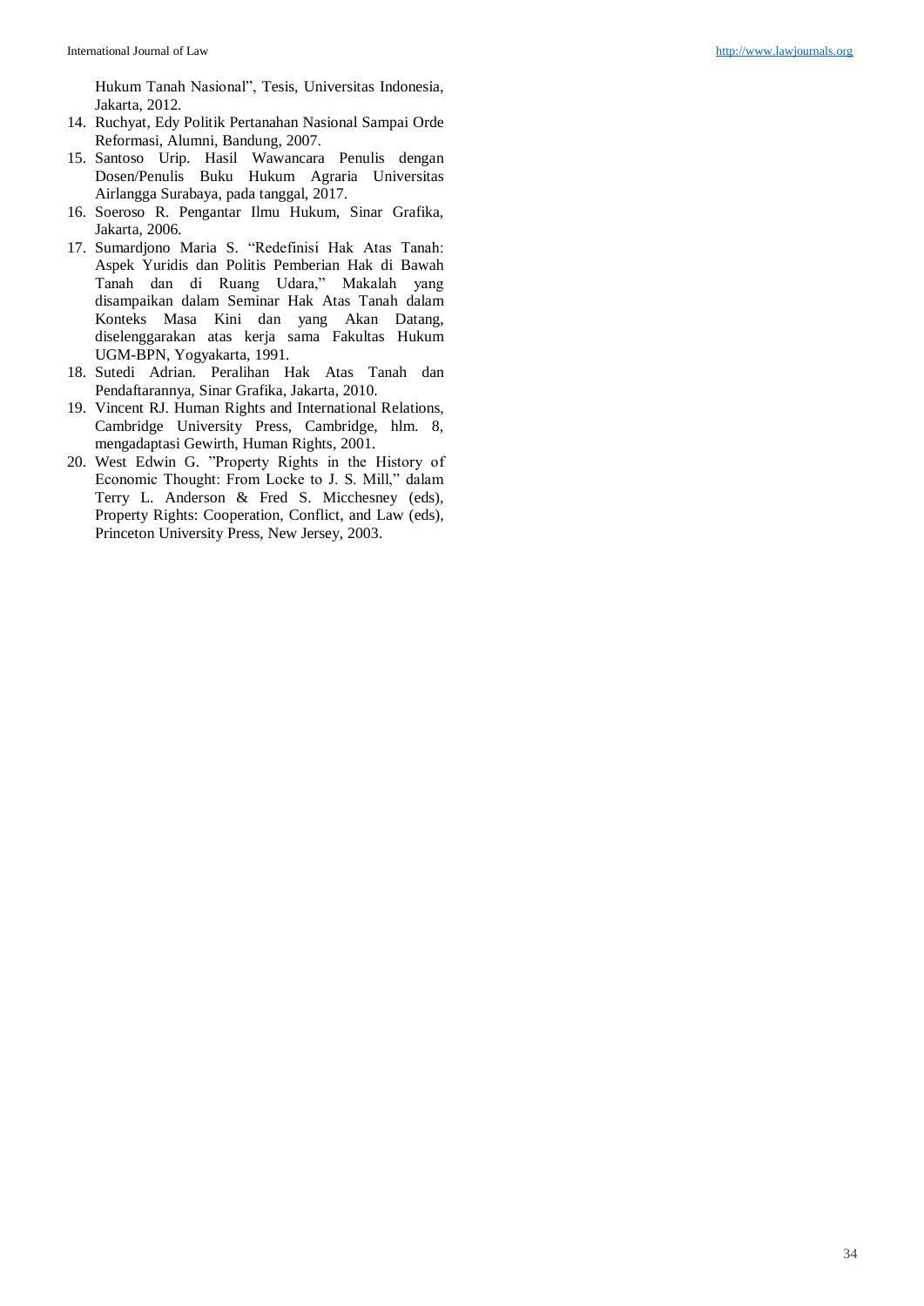Hukum Tanah Nasional", Tesis, Universitas Indonesia, Jakarta, 2012.

14. Ruchyat, Edy Politik Pertanahan Nasional Sampai Orde Reformasi, Alumni, Bandung, 2007.
15. Santoso Urip. Hasil Wawancara Penulis dengan Dosen/Penulis Buku Hukum Agraria Universitas Airlangga Surabaya, pada tanggal, 2017.
16. Soeroso R. Pengantar Ilmu Hukum, Sinar Grafika, Jakarta, 2006.
17. Sumardjono Maria S. "Redefinisi Hak Atas Tanah: Aspek Yuridis dan Politis Pemberian Hak di Bawah Tanah dan di Ruang Udara," Makalah yang disampaikan dalam Seminar Hak Atas Tanah dalam Konteks Masa Kini dan yang Akan Datang, diselenggarakan atas kerja sama Fakultas Hukum UGM-BPN, Yogyakarta, 1991.
18. Sutedi Adrian. Peralihan Hak Atas Tanah dan Pendaftarannya, Sinar Grafika, Jakarta, 2010.
19. Vincent RJ. Human Rights and International Relations, Cambridge University Press, Cambridge, hlm. 8, mengadaptasi Gewirth, Human Rights, 2001.
20. West Edwin G. "Property Rights in the History of Economic Thought: From Locke to J. S. Mill," dalam Terry L. Anderson & Fred S. Micchesney (eds), Property Rights: Cooperation, Conflict, and Law (eds), Princeton University Press, New Jersey, 2003.